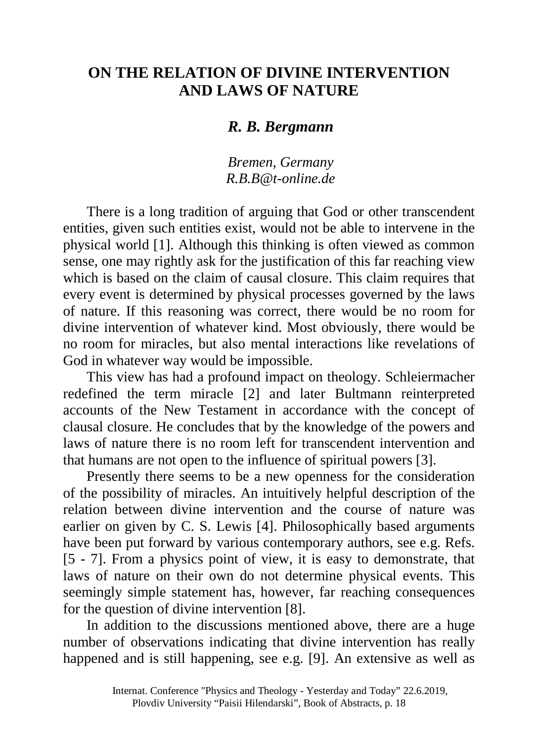# ON THE RELATION OF DIVINE INTERVENTION AND LAWS OF NATURE

***R. B. Bergmann***

*Bremen, Germany*
*R.B.B@t-online.de*

There is a long tradition of arguing that God or other transcendent entities, given such entities exist, would not be able to intervene in the physical world [1]. Although this thinking is often viewed as common sense, one may rightly ask for the justification of this far reaching view which is based on the claim of causal closure. This claim requires that every event is determined by physical processes governed by the laws of nature. If this reasoning was correct, there would be no room for divine intervention of whatever kind. Most obviously, there would be no room for miracles, but also mental interactions like revelations of God in whatever way would be impossible.

This view has had a profound impact on theology. Schleiermacher redefined the term miracle [2] and later Bultmann reinterpreted accounts of the New Testament in accordance with the concept of clausal closure. He concludes that by the knowledge of the powers and laws of nature there is no room left for transcendent intervention and that humans are not open to the influence of spiritual powers [3].

Presently there seems to be a new openness for the consideration of the possibility of miracles. An intuitively helpful description of the relation between divine intervention and the course of nature was earlier on given by C. S. Lewis [4]. Philosophically based arguments have been put forward by various contemporary authors, see e.g. Refs. [5 - 7]. From a physics point of view, it is easy to demonstrate, that laws of nature on their own do not determine physical events. This seemingly simple statement has, however, far reaching consequences for the question of divine intervention [8].

In addition to the discussions mentioned above, there are a huge number of observations indicating that divine intervention has really happened and is still happening, see e.g. [9]. An extensive as well as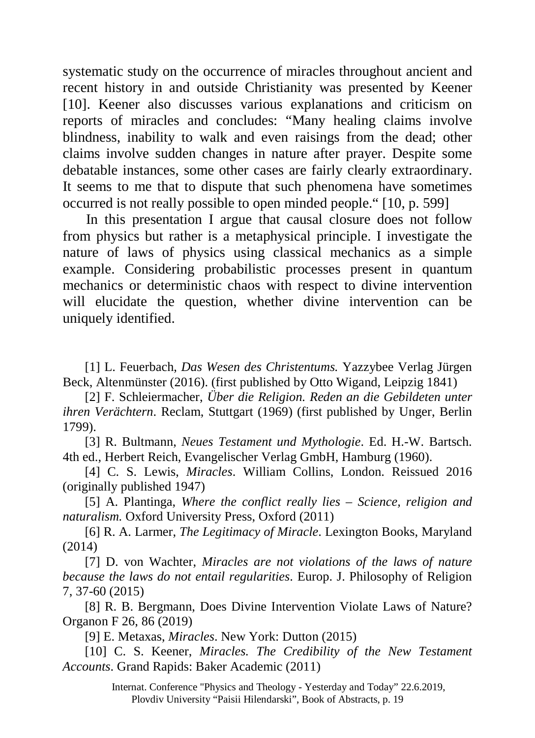systematic study on the occurrence of miracles throughout ancient and recent history in and outside Christianity was presented by Keener [10]. Keener also discusses various explanations and criticism on reports of miracles and concludes: “Many healing claims involve blindness, inability to walk and even raisings from the dead; other claims involve sudden changes in nature after prayer. Despite some debatable instances, some other cases are fairly clearly extraordinary. It seems to me that to dispute that such phenomena have sometimes occurred is not really possible to open minded people.“ [10, p. 599]

In this presentation I argue that causal closure does not follow from physics but rather is a metaphysical principle. I investigate the nature of laws of physics using classical mechanics as a simple example. Considering probabilistic processes present in quantum mechanics or deterministic chaos with respect to divine intervention will elucidate the question, whether divine intervention can be uniquely identified.

[1] L. Feuerbach, *Das Wesen des Christentums.* Yazzybee Verlag Jürgen Beck, Altenmünster (2016). (first published by Otto Wigand, Leipzig 1841)

[2] F. Schleiermacher, *Über die Religion. Reden an die Gebildeten unter ihren Verächtern*. Reclam, Stuttgart (1969) (first published by Unger, Berlin 1799).

[3] R. Bultmann, *Neues Testament und Mythologie*. Ed. H.-W. Bartsch. 4th ed., Herbert Reich, Evangelischer Verlag GmbH, Hamburg (1960).

[4] C. S. Lewis, *Miracles*. William Collins, London. Reissued 2016 (originally published 1947)

[5] A. Plantinga, *Where the conflict really lies – Science, religion and naturalism.* Oxford University Press, Oxford (2011)

[6] R. A. Larmer, *The Legitimacy of Miracle*. Lexington Books, Maryland (2014)

[7] D. von Wachter, *Miracles are not violations of the laws of nature because the laws do not entail regularities*. Europ. J. Philosophy of Religion 7, 37-60 (2015)

[8] R. B. Bergmann, Does Divine Intervention Violate Laws of Nature? Organon F 26, 86 (2019)

[9] E. Metaxas, *Miracles*. New York: Dutton (2015)

[10] C. S. Keener, *Miracles. The Credibility of the New Testament Accounts*. Grand Rapids: Baker Academic (2011)